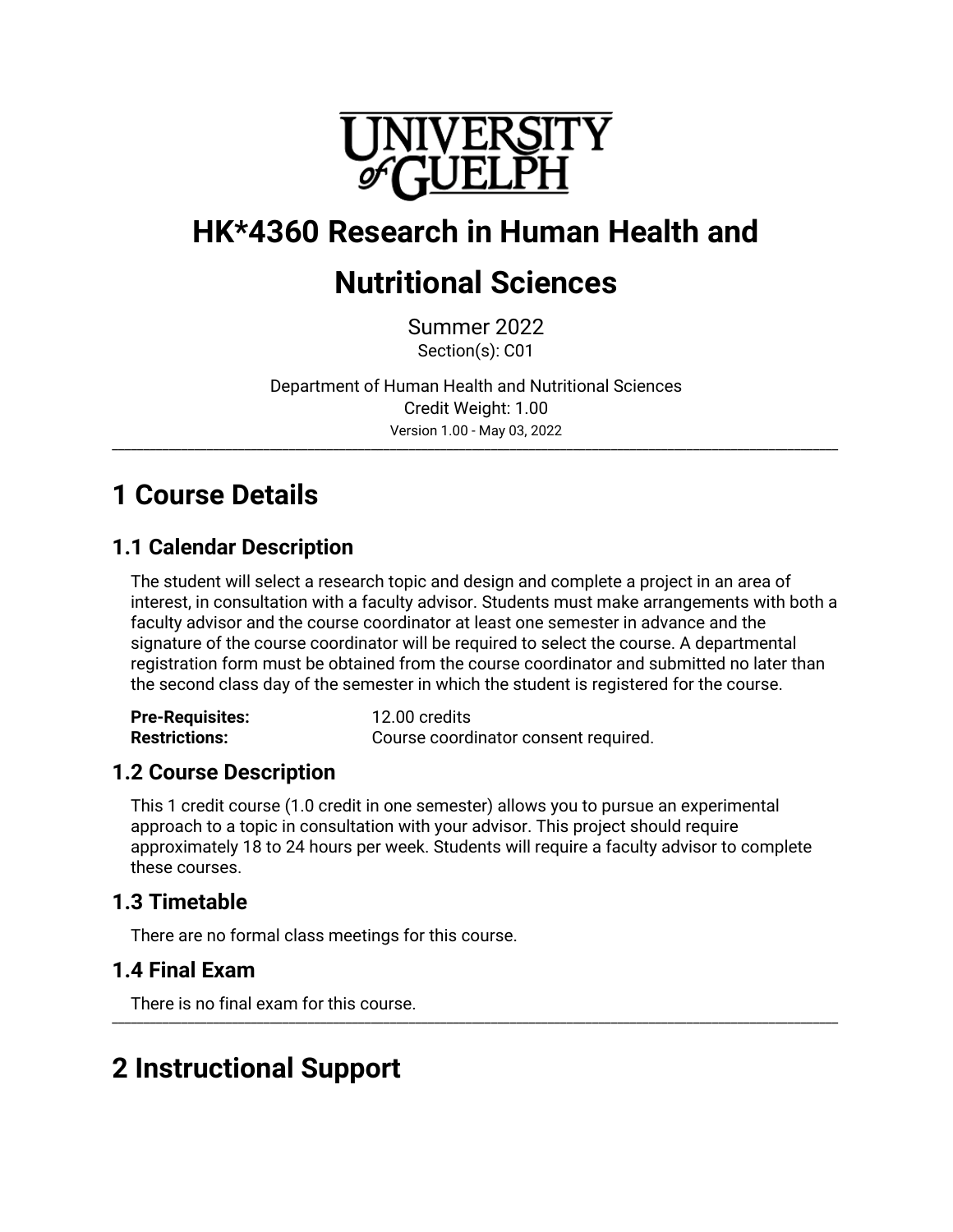# HK*4360 Research in Human Health and Nutritional Sciences

Summer 2022
Section(s): C01

Department of Human Health and Nutritional Sciences
Credit Weight: 1.00
Version 1.00 - May 03, 2022

---

## 1 Course Details

### 1.1 Calendar Description

The student will select a research topic and design and complete a project in an area of interest, in consultation with a faculty advisor. Students must make arrangements with both a faculty advisor and the course coordinator at least one semester in advance and the signature of the course coordinator will be required to select the course. A departmental registration form must be obtained from the course coordinator and submitted no later than the second class day of the semester in which the student is registered for the course.

**Pre-Requisites:** 12.00 credits
**Restrictions:** Course coordinator consent required.

### 1.2 Course Description

This 1 credit course (1.0 credit in one semester) allows you to pursue an experimental approach to a topic in consultation with your advisor. This project should require approximately 18 to 24 hours per week. Students will require a faculty advisor to complete these courses.

### 1.3 Timetable

There are no formal class meetings for this course.

### 1.4 Final Exam

There is no final exam for this course.

---

## 2 Instructional Support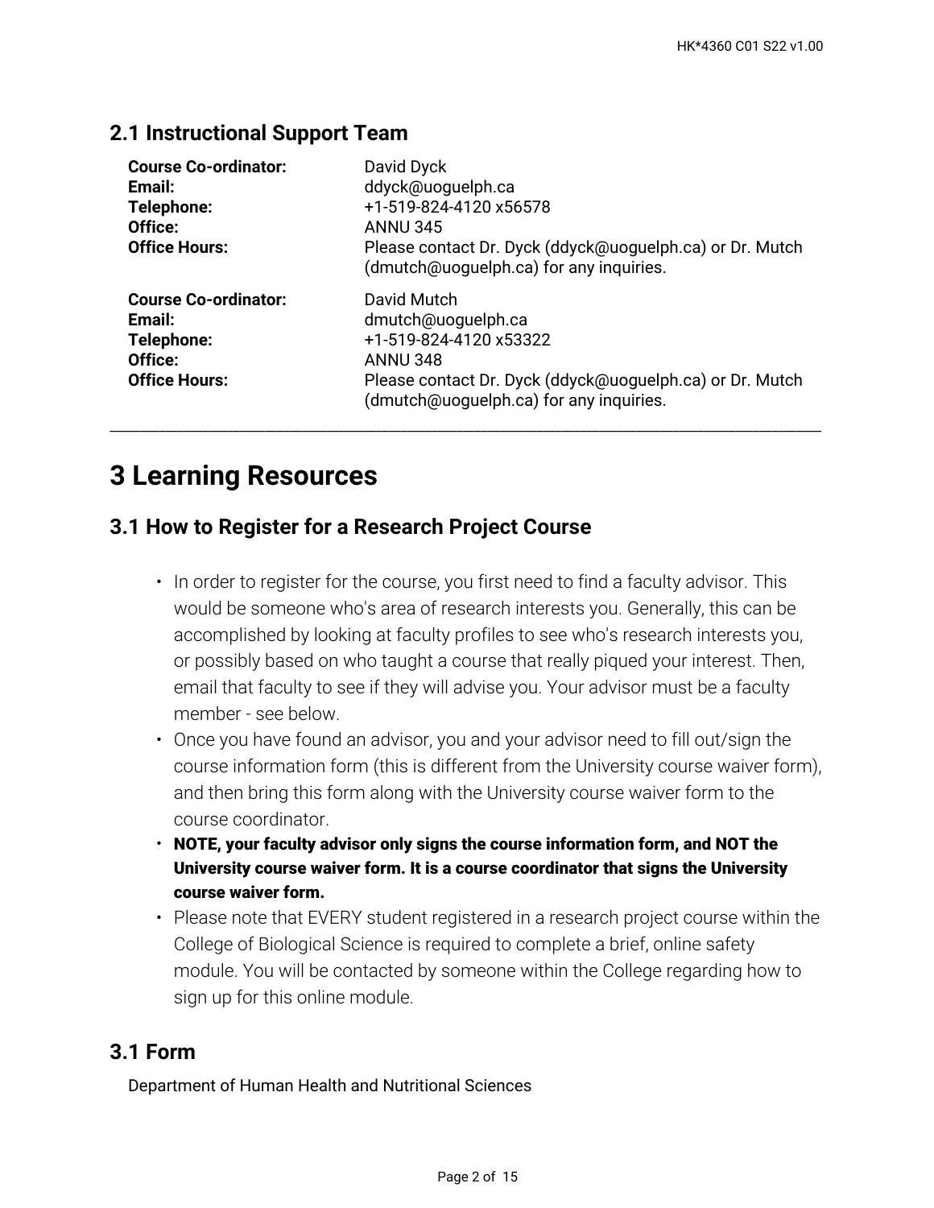## 2.1 Instructional Support Team

| | |
|---|---|
| **Course Co-ordinator:** | David Dyck |
| **Email:** | ddyck@uoguelph.ca |
| **Telephone:** | +1-519-824-4120 x56578 |
| **Office:** | ANNU 345 |
| **Office Hours:** | Please contact Dr. Dyck (ddyck@uoguelph.ca) or Dr. Mutch (dmutch@uoguelph.ca) for any inquiries. |

| | |
|---|---|
| **Course Co-ordinator:** | David Mutch |
| **Email:** | dmutch@uoguelph.ca |
| **Telephone:** | +1-519-824-4120 x53322 |
| **Office:** | ANNU 348 |
| **Office Hours:** | Please contact Dr. Dyck (ddyck@uoguelph.ca) or Dr. Mutch (dmutch@uoguelph.ca) for any inquiries. |

---

# 3 Learning Resources

## 3.1 How to Register for a Research Project Course

- In order to register for the course, you first need to find a faculty advisor. This would be someone who's area of research interests you. Generally, this can be accomplished by looking at faculty profiles to see who's research interests you, or possibly based on who taught a course that really piqued your interest. Then, email that faculty to see if they will advise you. Your advisor must be a faculty member - see below.
- Once you have found an advisor, you and your advisor need to fill out/sign the course information form (this is different from the University course waiver form), and then bring this form along with the University course waiver form to the course coordinator.
- **NOTE, your faculty advisor only signs the course information form, and NOT the University course waiver form. It is a course coordinator that signs the University course waiver form.**
- Please note that EVERY student registered in a research project course within the College of Biological Science is required to complete a brief, online safety module. You will be contacted by someone within the College regarding how to sign up for this online module.

## 3.1 Form

Department of Human Health and Nutritional Sciences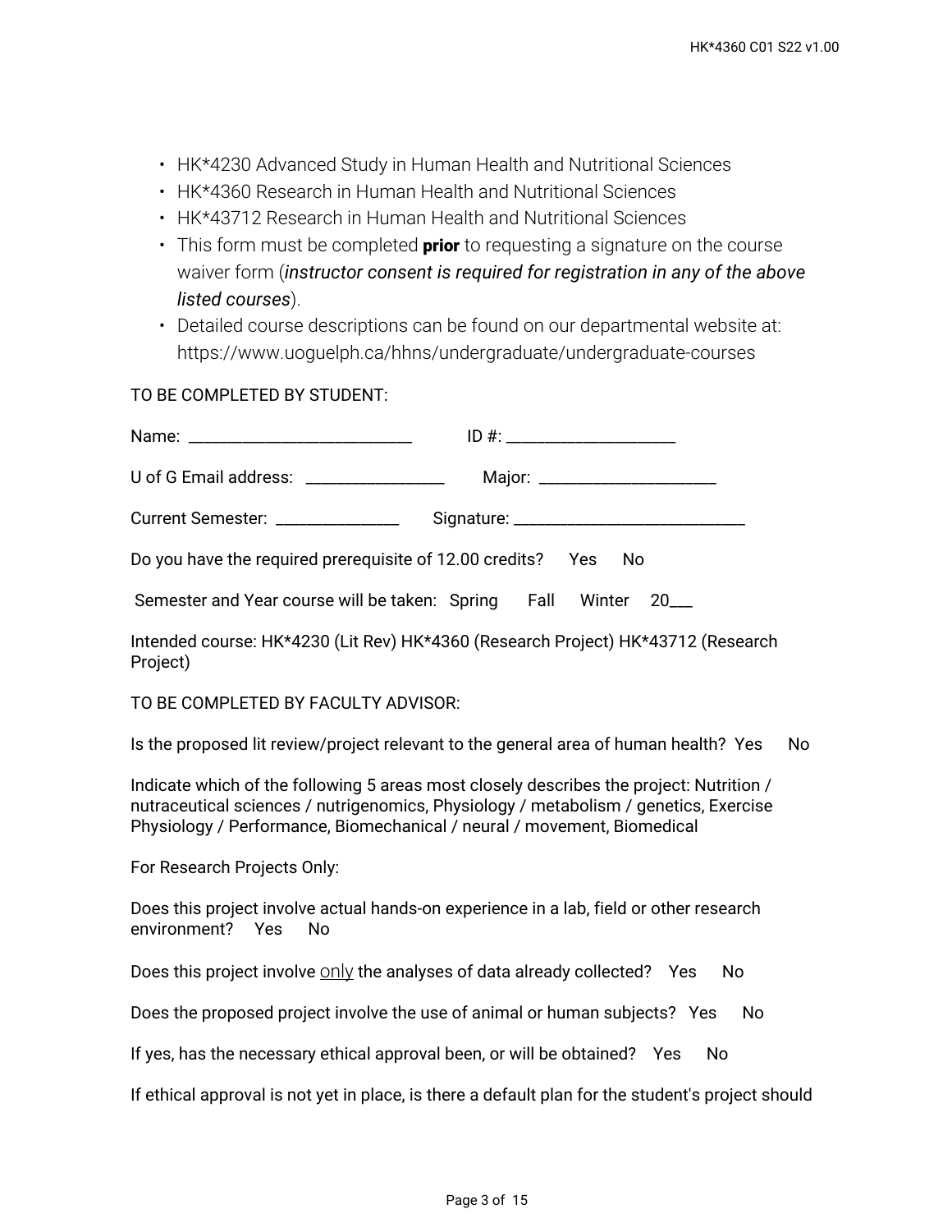- HK*4230 Advanced Study in Human Health and Nutritional Sciences
- HK*4360 Research in Human Health and Nutritional Sciences
- HK*43712 Research in Human Health and Nutritional Sciences
- This form must be completed **prior** to requesting a signature on the course waiver form (*instructor consent is required for registration in any of the above listed courses*).
- Detailed course descriptions can be found on our departmental website at: https://www.uoguelph.ca/hhns/undergraduate/undergraduate-courses

TO BE COMPLETED BY STUDENT:

Name: ___________________________ ID #: ____________________

U of G Email address: _________________ Major: ______________________

Current Semester: _______________ Signature: ____________________________

Do you have the required prerequisite of 12.00 credits? Yes No

Semester and Year course will be taken: Spring Fall Winter 20___

Intended course: HK*4230 (Lit Rev) HK*4360 (Research Project) HK*43712 (Research Project)

TO BE COMPLETED BY FACULTY ADVISOR:

Is the proposed lit review/project relevant to the general area of human health? Yes No

Indicate which of the following 5 areas most closely describes the project: Nutrition / nutraceutical sciences / nutrigenomics, Physiology / metabolism / genetics, Exercise Physiology / Performance, Biomechanical / neural / movement, Biomedical

For Research Projects Only:

Does this project involve actual hands-on experience in a lab, field or other research environment? Yes No

Does this project involve <u>only</u> the analyses of data already collected? Yes No

Does the proposed project involve the use of animal or human subjects? Yes No

If yes, has the necessary ethical approval been, or will be obtained? Yes No

If ethical approval is not yet in place, is there a default plan for the student's project should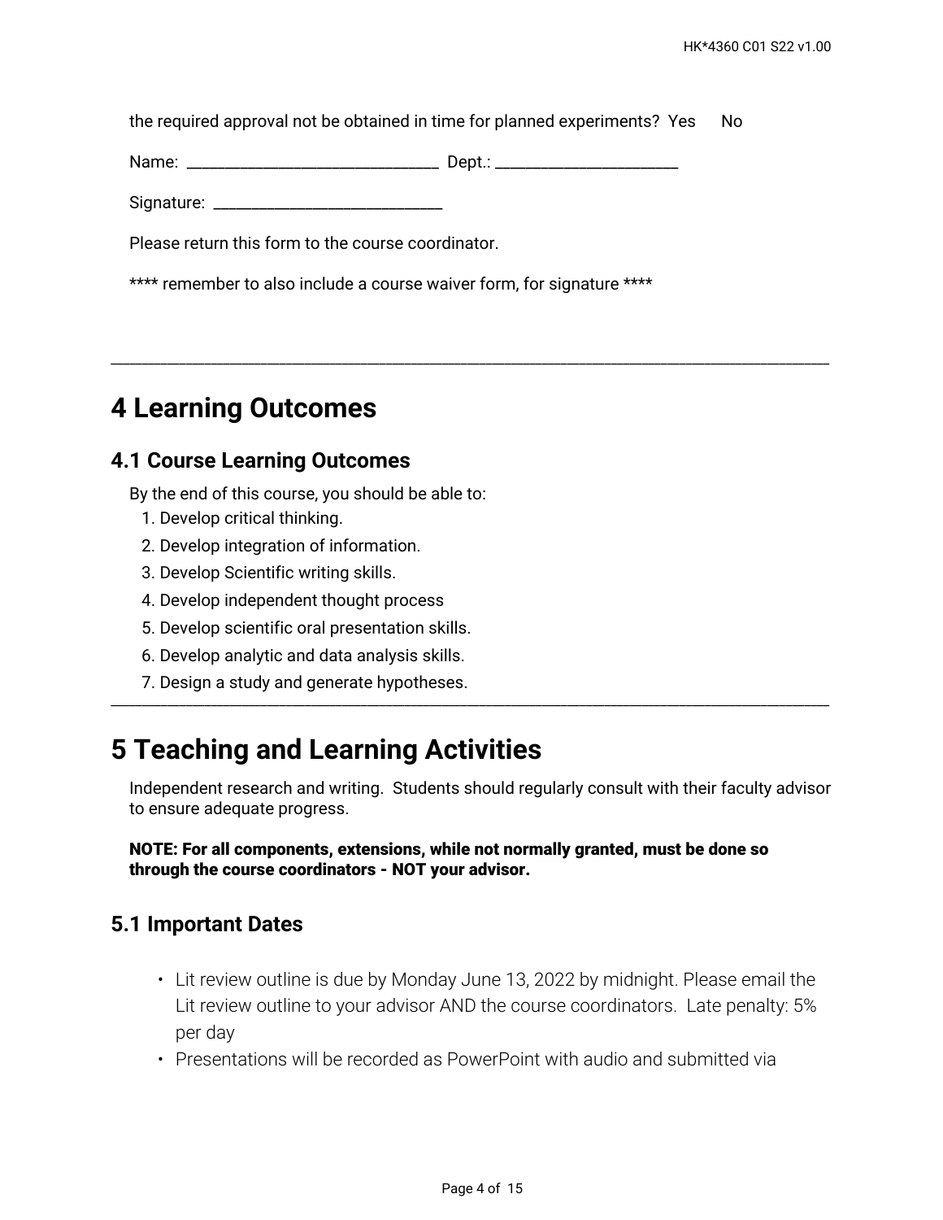the required approval not be obtained in time for planned experiments?  Yes      No

Name: ______________________________ Dept.: ______________________

Signature: ____________________________

Please return this form to the course coordinator.

**** remember to also include a course waiver form, for signature ****

---

# 4 Learning Outcomes

## 4.1 Course Learning Outcomes

By the end of this course, you should be able to:

1. Develop critical thinking.
2. Develop integration of information.
3. Develop Scientific writing skills.
4. Develop independent thought process
5. Develop scientific oral presentation skills.
6. Develop analytic and data analysis skills.
7. Design a study and generate hypotheses.

---

# 5 Teaching and Learning Activities

Independent research and writing. Students should regularly consult with their faculty advisor to ensure adequate progress.

**NOTE: For all components, extensions, while not normally granted, must be done so through the course coordinators - NOT your advisor.**

## 5.1 Important Dates

- Lit review outline is due by Monday June 13, 2022 by midnight. Please email the Lit review outline to your advisor AND the course coordinators. Late penalty: 5% per day
- Presentations will be recorded as PowerPoint with audio and submitted via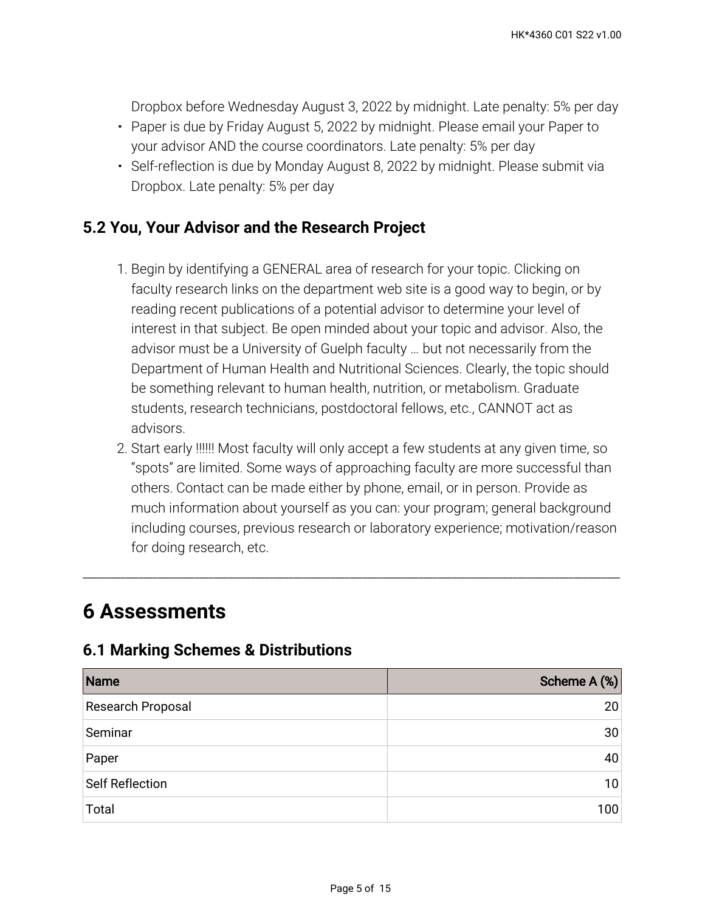Dropbox before Wednesday August 3, 2022 by midnight. Late penalty: 5% per day

- Paper is due by Friday August 5, 2022 by midnight. Please email your Paper to your advisor AND the course coordinators. Late penalty: 5% per day
- Self-reflection is due by Monday August 8, 2022 by midnight. Please submit via Dropbox. Late penalty: 5% per day

### 5.2 You, Your Advisor and the Research Project

1. Begin by identifying a GENERAL area of research for your topic. Clicking on faculty research links on the department web site is a good way to begin, or by reading recent publications of a potential advisor to determine your level of interest in that subject. Be open minded about your topic and advisor. Also, the advisor must be a University of Guelph faculty … but not necessarily from the Department of Human Health and Nutritional Sciences. Clearly, the topic should be something relevant to human health, nutrition, or metabolism. Graduate students, research technicians, postdoctoral fellows, etc., CANNOT act as advisors.
2. Start early !!!!!! Most faculty will only accept a few students at any given time, so "spots" are limited. Some ways of approaching faculty are more successful than others. Contact can be made either by phone, email, or in person. Provide as much information about yourself as you can: your program; general background including courses, previous research or laboratory experience; motivation/reason for doing research, etc.

---

## 6 Assessments

### 6.1 Marking Schemes & Distributions

| Name | Scheme A (%) |
|---|---:|
| Research Proposal | 20 |
| Seminar | 30 |
| Paper | 40 |
| Self Reflection | 10 |
| Total | 100 |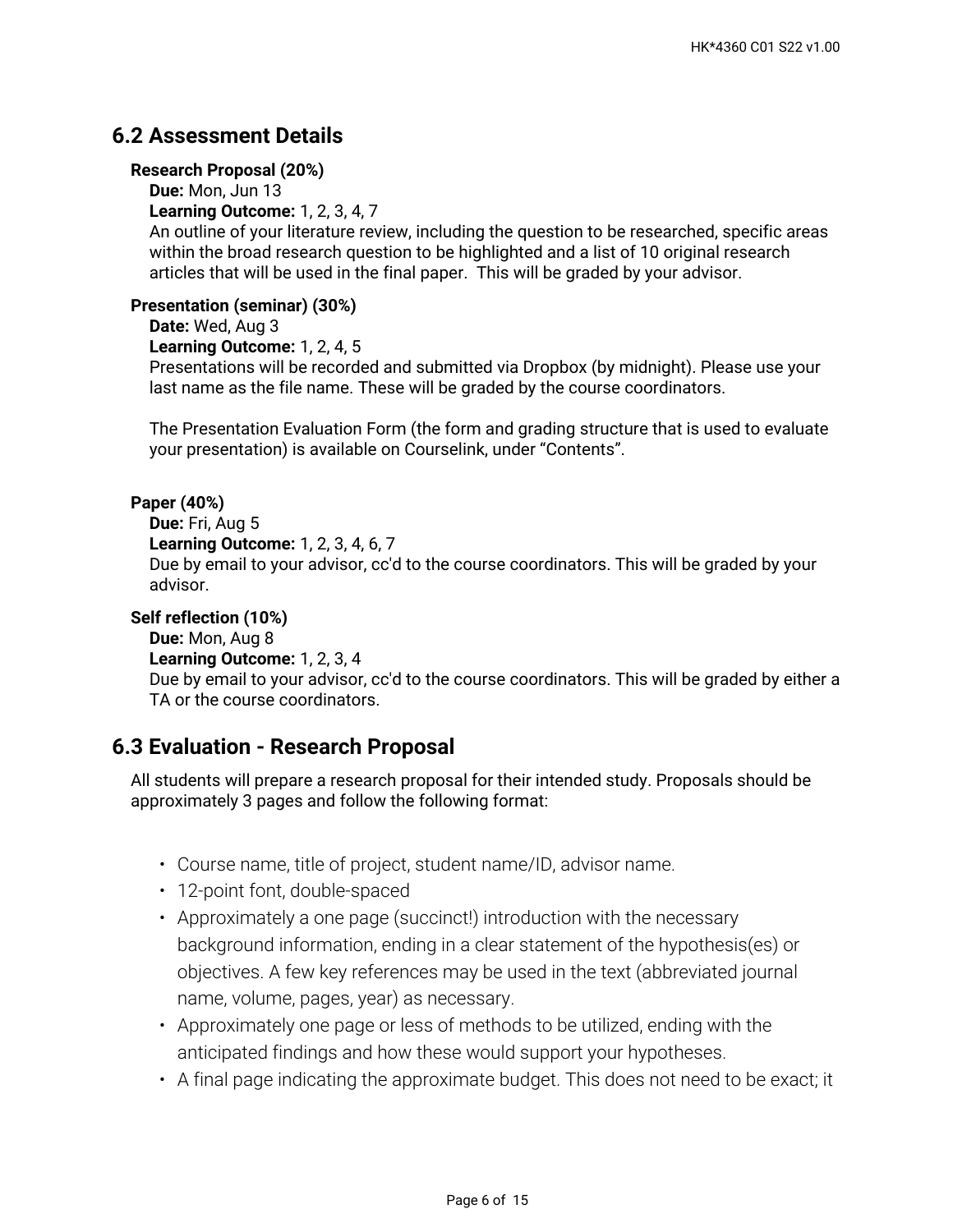## 6.2 Assessment Details

**Research Proposal (20%)**

**Due:** Mon, Jun 13

**Learning Outcome:** 1, 2, 3, 4, 7

An outline of your literature review, including the question to be researched, specific areas within the broad research question to be highlighted and a list of 10 original research articles that will be used in the final paper. This will be graded by your advisor.

**Presentation (seminar) (30%)**

**Date:** Wed, Aug 3

**Learning Outcome:** 1, 2, 4, 5

Presentations will be recorded and submitted via Dropbox (by midnight). Please use your last name as the file name. These will be graded by the course coordinators.

The Presentation Evaluation Form (the form and grading structure that is used to evaluate your presentation) is available on Courselink, under "Contents".

**Paper (40%)**

**Due:** Fri, Aug 5

**Learning Outcome:** 1, 2, 3, 4, 6, 7

Due by email to your advisor, cc'd to the course coordinators. This will be graded by your advisor.

**Self reflection (10%)**

**Due:** Mon, Aug 8

**Learning Outcome:** 1, 2, 3, 4

Due by email to your advisor, cc'd to the course coordinators. This will be graded by either a TA or the course coordinators.

## 6.3 Evaluation - Research Proposal

All students will prepare a research proposal for their intended study. Proposals should be approximately 3 pages and follow the following format:

- Course name, title of project, student name/ID, advisor name.
- 12-point font, double-spaced
- Approximately a one page (succinct!) introduction with the necessary background information, ending in a clear statement of the hypothesis(es) or objectives. A few key references may be used in the text (abbreviated journal name, volume, pages, year) as necessary.
- Approximately one page or less of methods to be utilized, ending with the anticipated findings and how these would support your hypotheses.
- A final page indicating the approximate budget. This does not need to be exact; it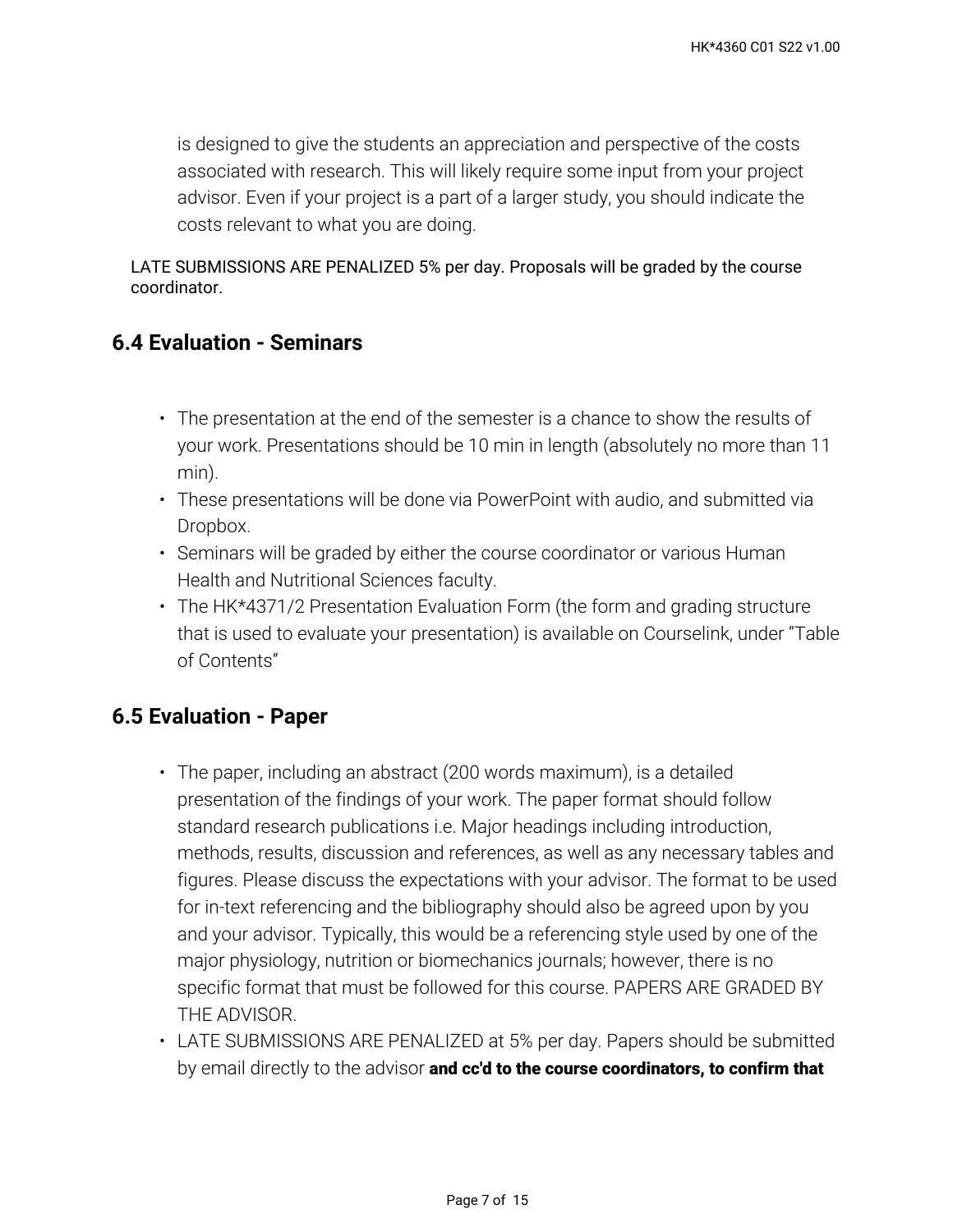is designed to give the students an appreciation and perspective of the costs associated with research. This will likely require some input from your project advisor. Even if your project is a part of a larger study, you should indicate the costs relevant to what you are doing.

LATE SUBMISSIONS ARE PENALIZED 5% per day. Proposals will be graded by the course coordinator.

## 6.4 Evaluation - Seminars

- The presentation at the end of the semester is a chance to show the results of your work. Presentations should be 10 min in length (absolutely no more than 11 min).
- These presentations will be done via PowerPoint with audio, and submitted via Dropbox.
- Seminars will be graded by either the course coordinator or various Human Health and Nutritional Sciences faculty.
- The HK*4371/2 Presentation Evaluation Form (the form and grading structure that is used to evaluate your presentation) is available on Courselink, under "Table of Contents"

## 6.5 Evaluation - Paper

- The paper, including an abstract (200 words maximum), is a detailed presentation of the findings of your work. The paper format should follow standard research publications i.e. Major headings including introduction, methods, results, discussion and references, as well as any necessary tables and figures. Please discuss the expectations with your advisor. The format to be used for in-text referencing and the bibliography should also be agreed upon by you and your advisor. Typically, this would be a referencing style used by one of the major physiology, nutrition or biomechanics journals; however, there is no specific format that must be followed for this course. PAPERS ARE GRADED BY THE ADVISOR.
- LATE SUBMISSIONS ARE PENALIZED at 5% per day. Papers should be submitted by email directly to the advisor **and cc'd to the course coordinators, to confirm that**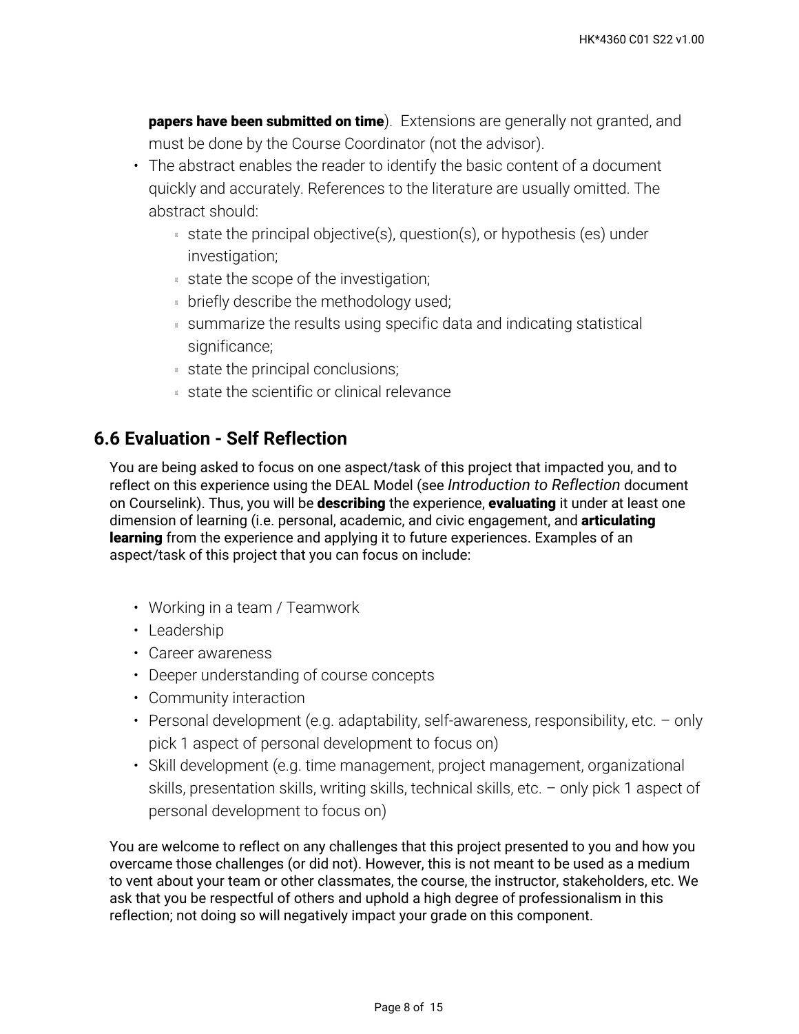**papers have been submitted on time**). Extensions are generally not granted, and must be done by the Course Coordinator (not the advisor).

- The abstract enables the reader to identify the basic content of a document quickly and accurately. References to the literature are usually omitted. The abstract should:
  - state the principal objective(s), question(s), or hypothesis (es) under investigation;
  - state the scope of the investigation;
  - briefly describe the methodology used;
  - summarize the results using specific data and indicating statistical significance;
  - state the principal conclusions;
  - state the scientific or clinical relevance

## 6.6 Evaluation - Self Reflection

You are being asked to focus on one aspect/task of this project that impacted you, and to reflect on this experience using the DEAL Model (see *Introduction to Reflection* document on Courselink). Thus, you will be **describing** the experience, **evaluating** it under at least one dimension of learning (i.e. personal, academic, and civic engagement, and **articulating learning** from the experience and applying it to future experiences. Examples of an aspect/task of this project that you can focus on include:

- Working in a team / Teamwork
- Leadership
- Career awareness
- Deeper understanding of course concepts
- Community interaction
- Personal development (e.g. adaptability, self-awareness, responsibility, etc. – only pick 1 aspect of personal development to focus on)
- Skill development (e.g. time management, project management, organizational skills, presentation skills, writing skills, technical skills, etc. – only pick 1 aspect of personal development to focus on)

You are welcome to reflect on any challenges that this project presented to you and how you overcame those challenges (or did not). However, this is not meant to be used as a medium to vent about your team or other classmates, the course, the instructor, stakeholders, etc. We ask that you be respectful of others and uphold a high degree of professionalism in this reflection; not doing so will negatively impact your grade on this component.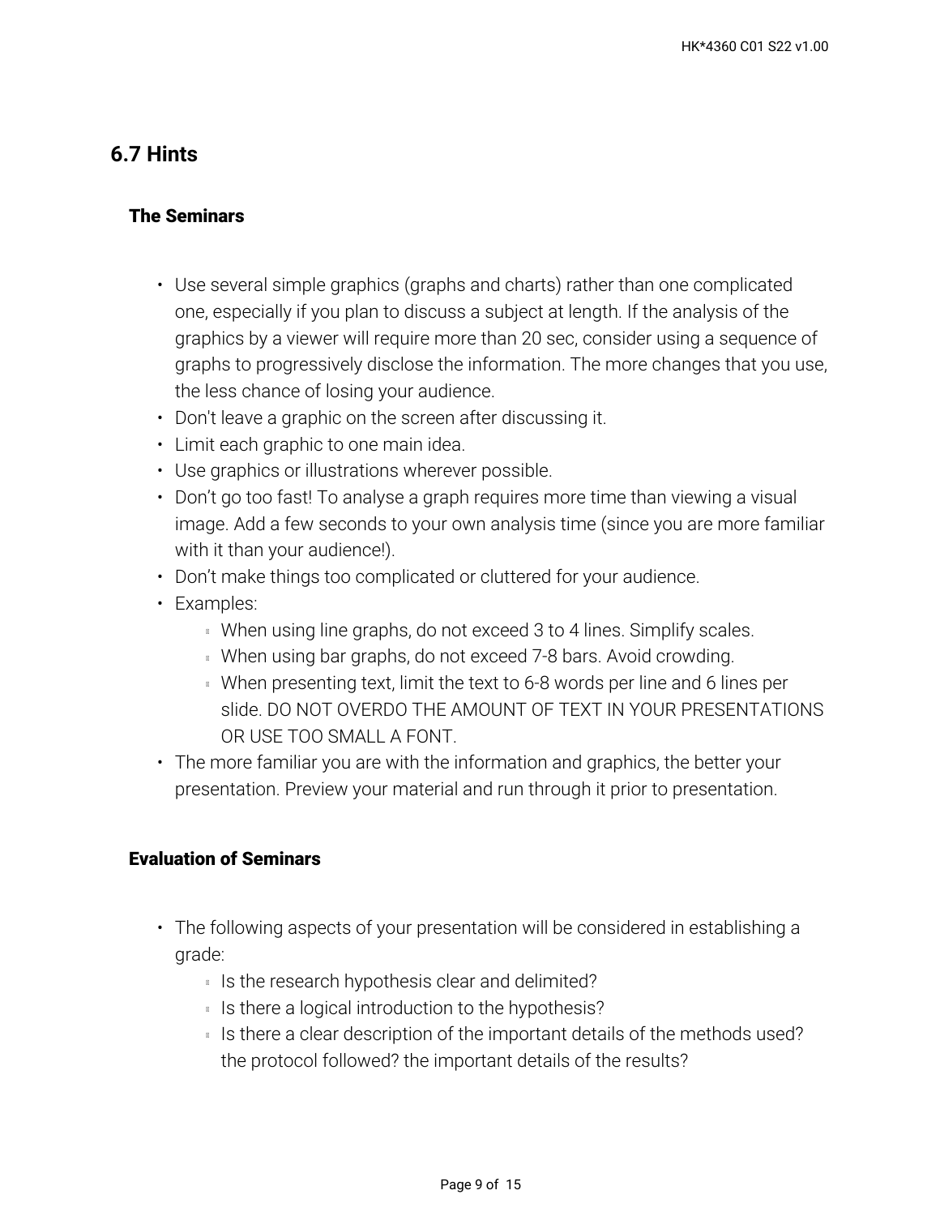## 6.7 Hints

### The Seminars

- Use several simple graphics (graphs and charts) rather than one complicated one, especially if you plan to discuss a subject at length. If the analysis of the graphics by a viewer will require more than 20 sec, consider using a sequence of graphs to progressively disclose the information. The more changes that you use, the less chance of losing your audience.
- Don't leave a graphic on the screen after discussing it.
- Limit each graphic to one main idea.
- Use graphics or illustrations wherever possible.
- Don’t go too fast! To analyse a graph requires more time than viewing a visual image. Add a few seconds to your own analysis time (since you are more familiar with it than your audience!).
- Don’t make things too complicated or cluttered for your audience.
- Examples:
  - When using line graphs, do not exceed 3 to 4 lines. Simplify scales.
  - When using bar graphs, do not exceed 7-8 bars. Avoid crowding.
  - When presenting text, limit the text to 6-8 words per line and 6 lines per slide. DO NOT OVERDO THE AMOUNT OF TEXT IN YOUR PRESENTATIONS OR USE TOO SMALL A FONT.
- The more familiar you are with the information and graphics, the better your presentation. Preview your material and run through it prior to presentation.

### Evaluation of Seminars

- The following aspects of your presentation will be considered in establishing a grade:
  - Is the research hypothesis clear and delimited?
  - Is there a logical introduction to the hypothesis?
  - Is there a clear description of the important details of the methods used? the protocol followed? the important details of the results?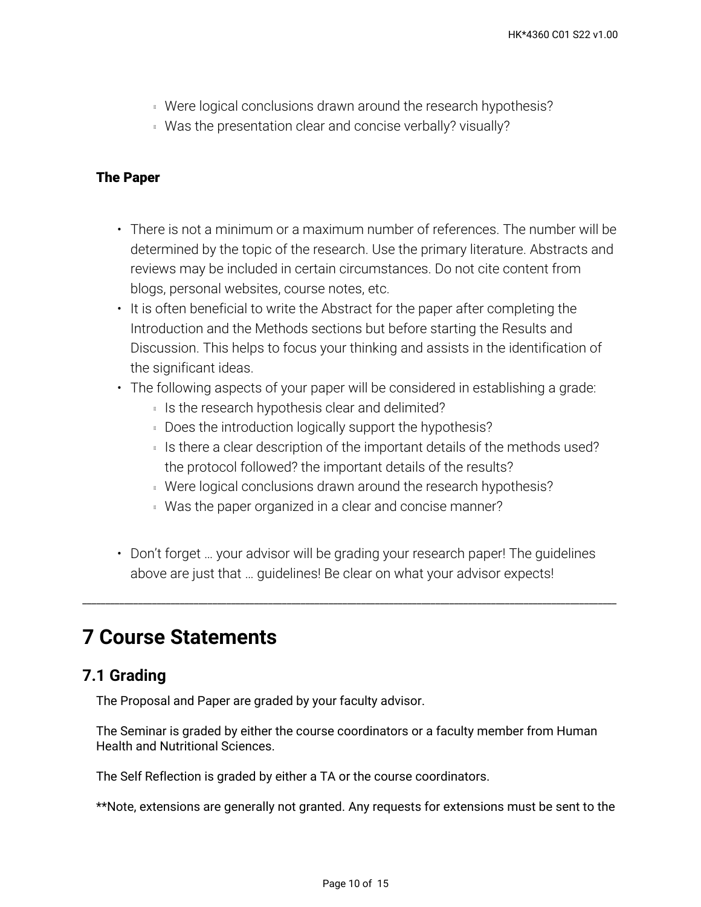- Were logical conclusions drawn around the research hypothesis?
- Was the presentation clear and concise verbally? visually?

**The Paper**

- There is not a minimum or a maximum number of references. The number will be determined by the topic of the research. Use the primary literature. Abstracts and reviews may be included in certain circumstances. Do not cite content from blogs, personal websites, course notes, etc.
- It is often beneficial to write the Abstract for the paper after completing the Introduction and the Methods sections but before starting the Results and Discussion. This helps to focus your thinking and assists in the identification of the significant ideas.
- The following aspects of your paper will be considered in establishing a grade:
  - Is the research hypothesis clear and delimited?
  - Does the introduction logically support the hypothesis?
  - Is there a clear description of the important details of the methods used? the protocol followed? the important details of the results?
  - Were logical conclusions drawn around the research hypothesis?
  - Was the paper organized in a clear and concise manner?

- Don't forget … your advisor will be grading your research paper! The guidelines above are just that … guidelines! Be clear on what your advisor expects!

---

# 7 Course Statements

## 7.1 Grading

The Proposal and Paper are graded by your faculty advisor.

The Seminar is graded by either the course coordinators or a faculty member from Human Health and Nutritional Sciences.

The Self Reflection is graded by either a TA or the course coordinators.

**Note, extensions are generally not granted. Any requests for extensions must be sent to the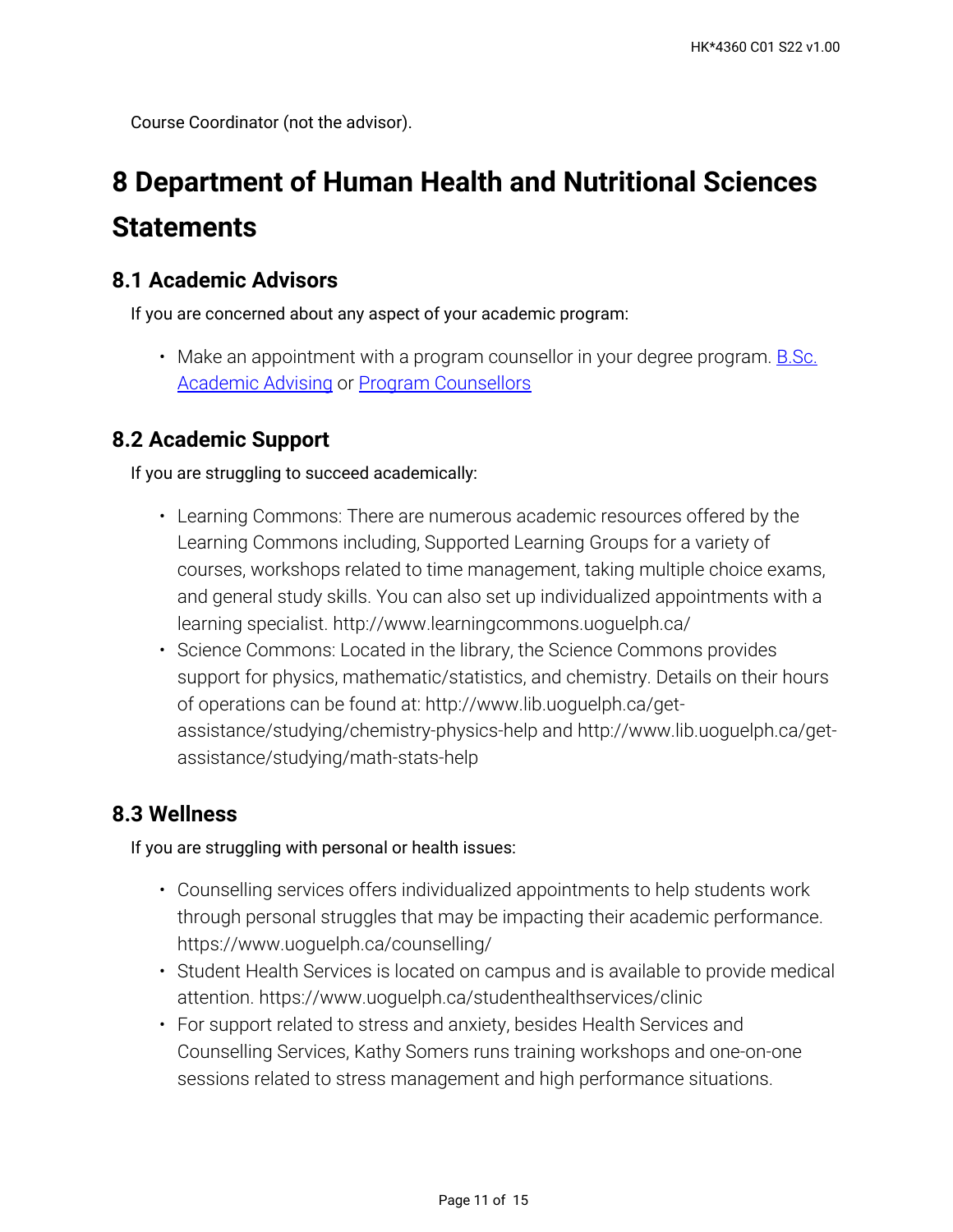Course Coordinator (not the advisor).

# 8 Department of Human Health and Nutritional Sciences Statements

## 8.1 Academic Advisors

If you are concerned about any aspect of your academic program:

- Make an appointment with a program counsellor in your degree program. B.Sc. Academic Advising or Program Counsellors

## 8.2 Academic Support

If you are struggling to succeed academically:

- Learning Commons: There are numerous academic resources offered by the Learning Commons including, Supported Learning Groups for a variety of courses, workshops related to time management, taking multiple choice exams, and general study skills. You can also set up individualized appointments with a learning specialist. http://www.learningcommons.uoguelph.ca/
- Science Commons: Located in the library, the Science Commons provides support for physics, mathematic/statistics, and chemistry. Details on their hours of operations can be found at: http://www.lib.uoguelph.ca/get-assistance/studying/chemistry-physics-help and http://www.lib.uoguelph.ca/get-assistance/studying/math-stats-help

## 8.3 Wellness

If you are struggling with personal or health issues:

- Counselling services offers individualized appointments to help students work through personal struggles that may be impacting their academic performance. https://www.uoguelph.ca/counselling/
- Student Health Services is located on campus and is available to provide medical attention. https://www.uoguelph.ca/studenthealthservices/clinic
- For support related to stress and anxiety, besides Health Services and Counselling Services, Kathy Somers runs training workshops and one-on-one sessions related to stress management and high performance situations.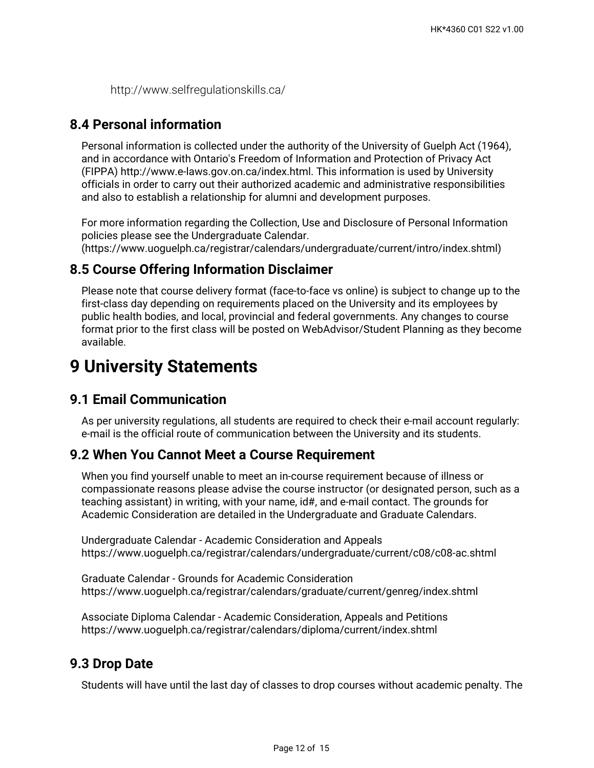http://www.selfregulationskills.ca/

## 8.4 Personal information

Personal information is collected under the authority of the University of Guelph Act (1964), and in accordance with Ontario's Freedom of Information and Protection of Privacy Act (FIPPA) http://www.e-laws.gov.on.ca/index.html. This information is used by University officials in order to carry out their authorized academic and administrative responsibilities and also to establish a relationship for alumni and development purposes.

For more information regarding the Collection, Use and Disclosure of Personal Information policies please see the Undergraduate Calendar. (https://www.uoguelph.ca/registrar/calendars/undergraduate/current/intro/index.shtml)

## 8.5 Course Offering Information Disclaimer

Please note that course delivery format (face-to-face vs online) is subject to change up to the first-class day depending on requirements placed on the University and its employees by public health bodies, and local, provincial and federal governments. Any changes to course format prior to the first class will be posted on WebAdvisor/Student Planning as they become available.

# 9 University Statements

## 9.1 Email Communication

As per university regulations, all students are required to check their e-mail account regularly: e-mail is the official route of communication between the University and its students.

## 9.2 When You Cannot Meet a Course Requirement

When you find yourself unable to meet an in-course requirement because of illness or compassionate reasons please advise the course instructor (or designated person, such as a teaching assistant) in writing, with your name, id#, and e-mail contact. The grounds for Academic Consideration are detailed in the Undergraduate and Graduate Calendars.

Undergraduate Calendar - Academic Consideration and Appeals
https://www.uoguelph.ca/registrar/calendars/undergraduate/current/c08/c08-ac.shtml

Graduate Calendar - Grounds for Academic Consideration
https://www.uoguelph.ca/registrar/calendars/graduate/current/genreg/index.shtml

Associate Diploma Calendar - Academic Consideration, Appeals and Petitions
https://www.uoguelph.ca/registrar/calendars/diploma/current/index.shtml

## 9.3 Drop Date

Students will have until the last day of classes to drop courses without academic penalty. The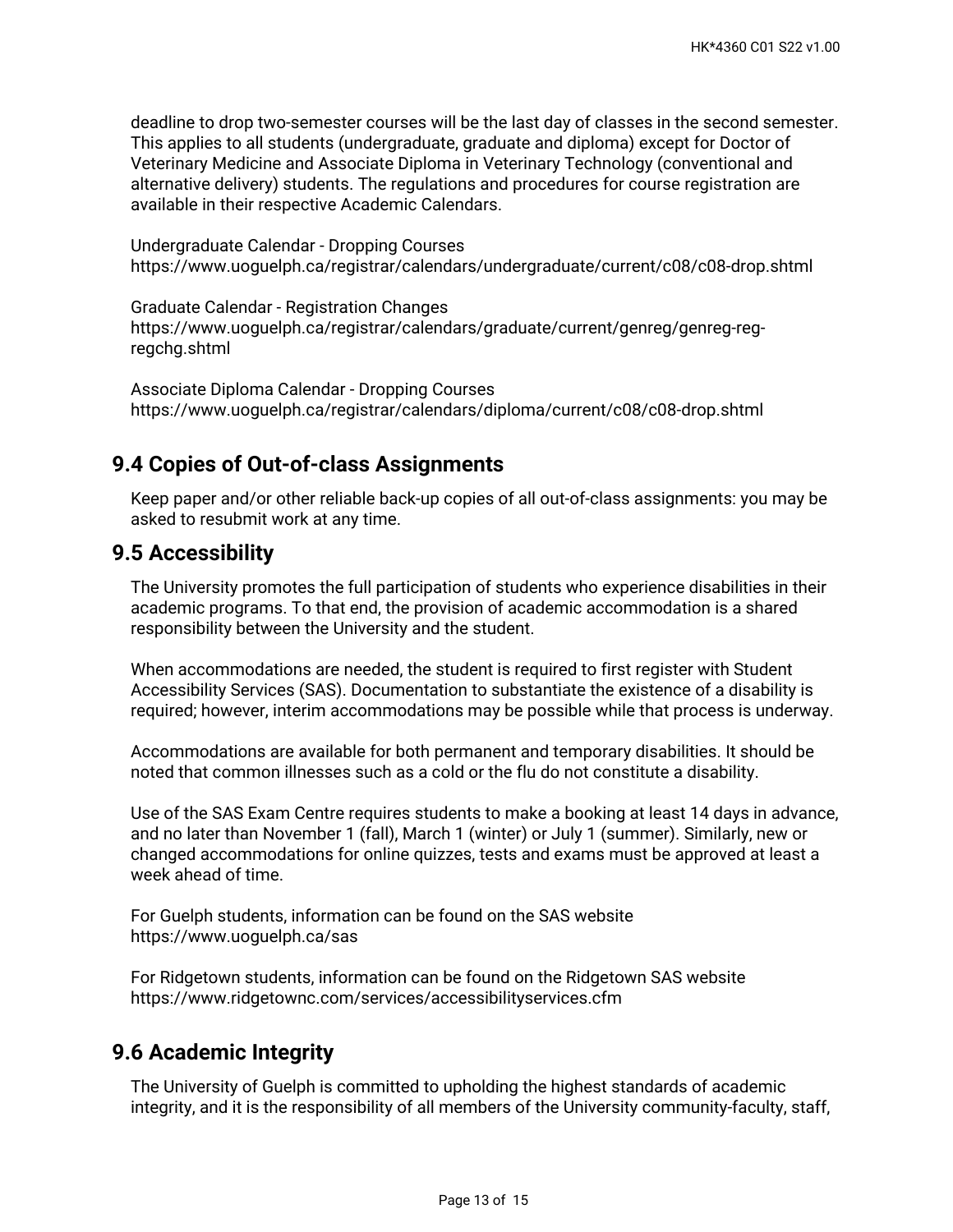deadline to drop two-semester courses will be the last day of classes in the second semester. This applies to all students (undergraduate, graduate and diploma) except for Doctor of Veterinary Medicine and Associate Diploma in Veterinary Technology (conventional and alternative delivery) students. The regulations and procedures for course registration are available in their respective Academic Calendars.

Undergraduate Calendar - Dropping Courses
https://www.uoguelph.ca/registrar/calendars/undergraduate/current/c08/c08-drop.shtml

Graduate Calendar - Registration Changes
https://www.uoguelph.ca/registrar/calendars/graduate/current/genreg/genreg-reg-regchg.shtml

Associate Diploma Calendar - Dropping Courses
https://www.uoguelph.ca/registrar/calendars/diploma/current/c08/c08-drop.shtml

## 9.4 Copies of Out-of-class Assignments

Keep paper and/or other reliable back-up copies of all out-of-class assignments: you may be asked to resubmit work at any time.

## 9.5 Accessibility

The University promotes the full participation of students who experience disabilities in their academic programs. To that end, the provision of academic accommodation is a shared responsibility between the University and the student.

When accommodations are needed, the student is required to first register with Student Accessibility Services (SAS). Documentation to substantiate the existence of a disability is required; however, interim accommodations may be possible while that process is underway.

Accommodations are available for both permanent and temporary disabilities. It should be noted that common illnesses such as a cold or the flu do not constitute a disability.

Use of the SAS Exam Centre requires students to make a booking at least 14 days in advance, and no later than November 1 (fall), March 1 (winter) or July 1 (summer). Similarly, new or changed accommodations for online quizzes, tests and exams must be approved at least a week ahead of time.

For Guelph students, information can be found on the SAS website
https://www.uoguelph.ca/sas

For Ridgetown students, information can be found on the Ridgetown SAS website
https://www.ridgetownc.com/services/accessibilityservices.cfm

## 9.6 Academic Integrity

The University of Guelph is committed to upholding the highest standards of academic integrity, and it is the responsibility of all members of the University community-faculty, staff,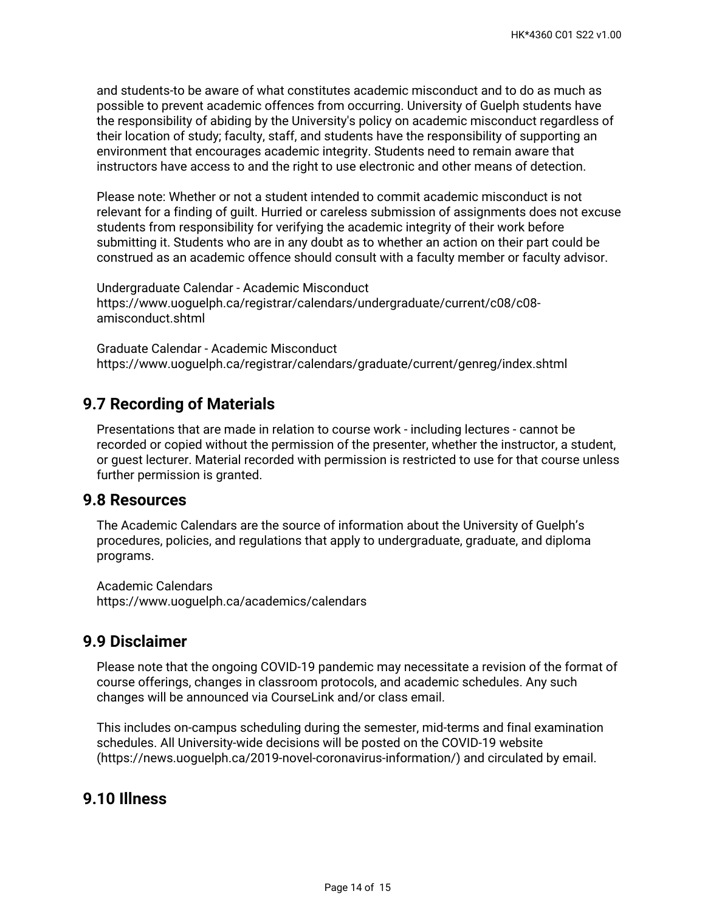and students-to be aware of what constitutes academic misconduct and to do as much as possible to prevent academic offences from occurring. University of Guelph students have the responsibility of abiding by the University's policy on academic misconduct regardless of their location of study; faculty, staff, and students have the responsibility of supporting an environment that encourages academic integrity. Students need to remain aware that instructors have access to and the right to use electronic and other means of detection.

Please note: Whether or not a student intended to commit academic misconduct is not relevant for a finding of guilt. Hurried or careless submission of assignments does not excuse students from responsibility for verifying the academic integrity of their work before submitting it. Students who are in any doubt as to whether an action on their part could be construed as an academic offence should consult with a faculty member or faculty advisor.

Undergraduate Calendar - Academic Misconduct
https://www.uoguelph.ca/registrar/calendars/undergraduate/current/c08/c08-amisconduct.shtml

Graduate Calendar - Academic Misconduct
https://www.uoguelph.ca/registrar/calendars/graduate/current/genreg/index.shtml

## 9.7 Recording of Materials

Presentations that are made in relation to course work - including lectures - cannot be recorded or copied without the permission of the presenter, whether the instructor, a student, or guest lecturer. Material recorded with permission is restricted to use for that course unless further permission is granted.

## 9.8 Resources

The Academic Calendars are the source of information about the University of Guelph's procedures, policies, and regulations that apply to undergraduate, graduate, and diploma programs.

Academic Calendars
https://www.uoguelph.ca/academics/calendars

## 9.9 Disclaimer

Please note that the ongoing COVID-19 pandemic may necessitate a revision of the format of course offerings, changes in classroom protocols, and academic schedules. Any such changes will be announced via CourseLink and/or class email.

This includes on-campus scheduling during the semester, mid-terms and final examination schedules. All University-wide decisions will be posted on the COVID-19 website (https://news.uoguelph.ca/2019-novel-coronavirus-information/) and circulated by email.

## 9.10 Illness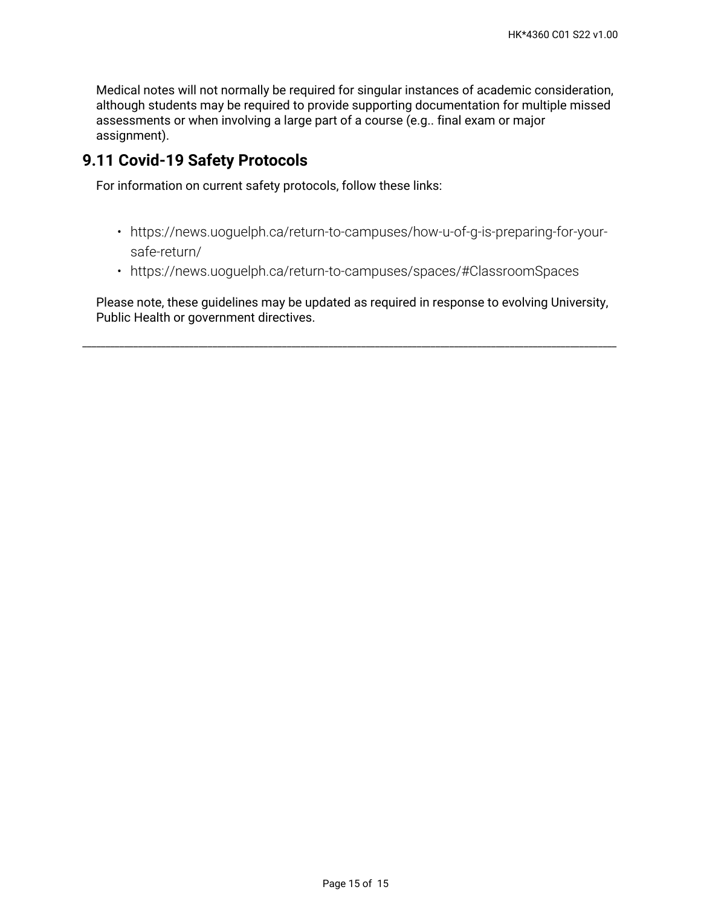Medical notes will not normally be required for singular instances of academic consideration, although students may be required to provide supporting documentation for multiple missed assessments or when involving a large part of a course (e.g.. final exam or major assignment).

## 9.11 Covid-19 Safety Protocols

For information on current safety protocols, follow these links:

- https://news.uoguelph.ca/return-to-campuses/how-u-of-g-is-preparing-for-your-safe-return/
- https://news.uoguelph.ca/return-to-campuses/spaces/#ClassroomSpaces

Please note, these guidelines may be updated as required in response to evolving University, Public Health or government directives.

---